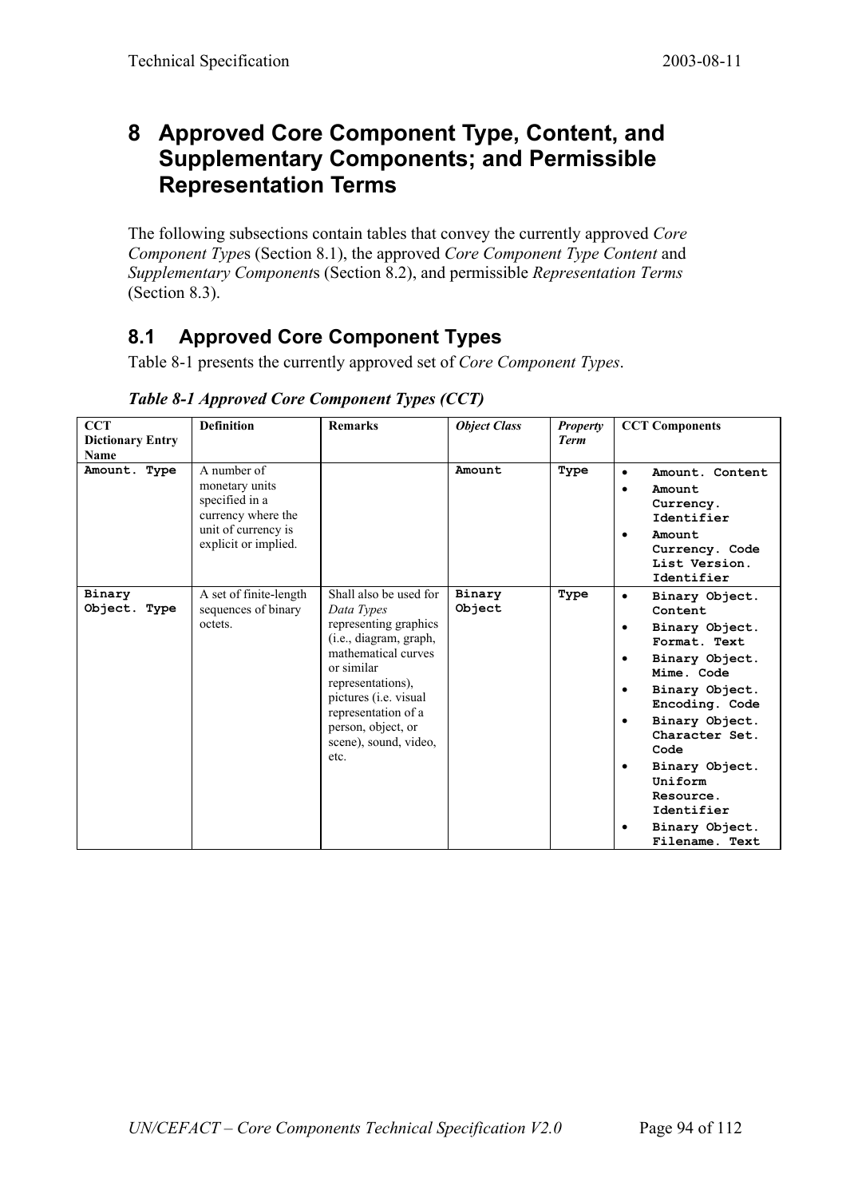# 8 Approved Core Component Type, Content, and Supplementary Components; and Permissible Representation Terms

The following subsections contain tables that convey the currently approved *Core Component Type*s (Section 8.1), the approved *Core Component Type Content* and *Supplementary Component*s (Section 8.2), and permissible *Representation Terms* (Section 8.3).

## 8.1 Approved Core Component Types

Table 8-1 presents the currently approved set of *Core Component Types*.

***Table 8-1 Approved Core Component Types (CCT)***

| CCT Dictionary Entry Name | Definition | Remarks | *Object Class* | *Property Term* | CCT Components |
|---|---|---|---|---|---|
| `Amount. Type` | A number of monetary units specified in a currency where the unit of currency is explicit or implied. | | `Amount` | `Type` | • `Amount. Content`<br>• `Amount Currency. Identifier`<br>• `Amount Currency. Code List Version. Identifier` |
| `Binary Object. Type` | A set of finite-length sequences of binary octets. | Shall also be used for *Data Types* representing graphics (i.e., diagram, graph, mathematical curves or similar representations), pictures (i.e. visual representation of a person, object, or scene), sound, video, etc. | `Binary Object` | `Type` | • `Binary Object. Content`<br>• `Binary Object. Format. Text`<br>• `Binary Object. Mime. Code`<br>• `Binary Object. Encoding. Code`<br>• `Binary Object. Character Set. Code`<br>• `Binary Object. Uniform Resource. Identifier`<br>• `Binary Object. Filename. Text` |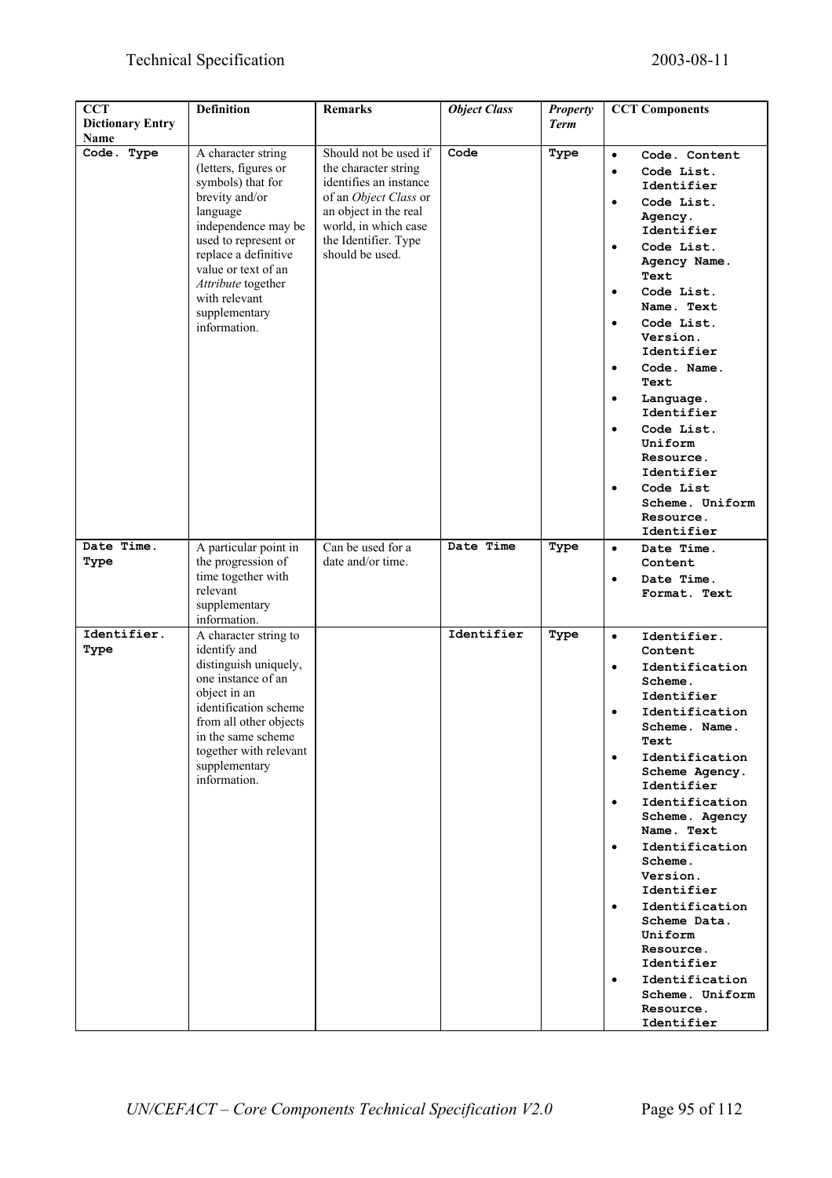| CCT Dictionary Entry Name | Definition | Remarks | *Object Class* | *Property Term* | CCT Components |
|---|---|---|---|---|---|
| `Code. Type` | A character string (letters, figures or symbols) that for brevity and/or language independence may be used to represent or replace a definitive value or text of an *Attribute* together with relevant supplementary information. | Should not be used if the character string identifies an instance of an *Object Class* or an object in the real world, in which case the Identifier. Type should be used. | `Code` | `Type` | • `Code. Content`<br>• `Code List. Identifier`<br>• `Code List. Agency. Identifier`<br>• `Code List. Agency Name. Text`<br>• `Code List. Name. Text`<br>• `Code List. Version. Identifier`<br>• `Code. Name. Text`<br>• `Language. Identifier`<br>• `Code List. Uniform Resource. Identifier`<br>• `Code List Scheme. Uniform Resource. Identifier` |
| `Date Time. Type` | A particular point in the progression of time together with relevant supplementary information. | Can be used for a date and/or time. | `Date Time` | `Type` | • `Date Time. Content`<br>• `Date Time. Format. Text` |
| `Identifier. Type` | A character string to identify and distinguish uniquely, one instance of an object in an identification scheme from all other objects in the same scheme together with relevant supplementary information. | | `Identifier` | `Type` | • `Identifier. Content`<br>• `Identification Scheme. Identifier`<br>• `Identification Scheme. Name. Text`<br>• `Identification Scheme Agency. Identifier`<br>• `Identification Scheme. Agency Name. Text`<br>• `Identification Scheme. Version. Identifier`<br>• `Identification Scheme Data. Uniform Resource. Identifier`<br>• `Identification Scheme. Uniform Resource. Identifier` |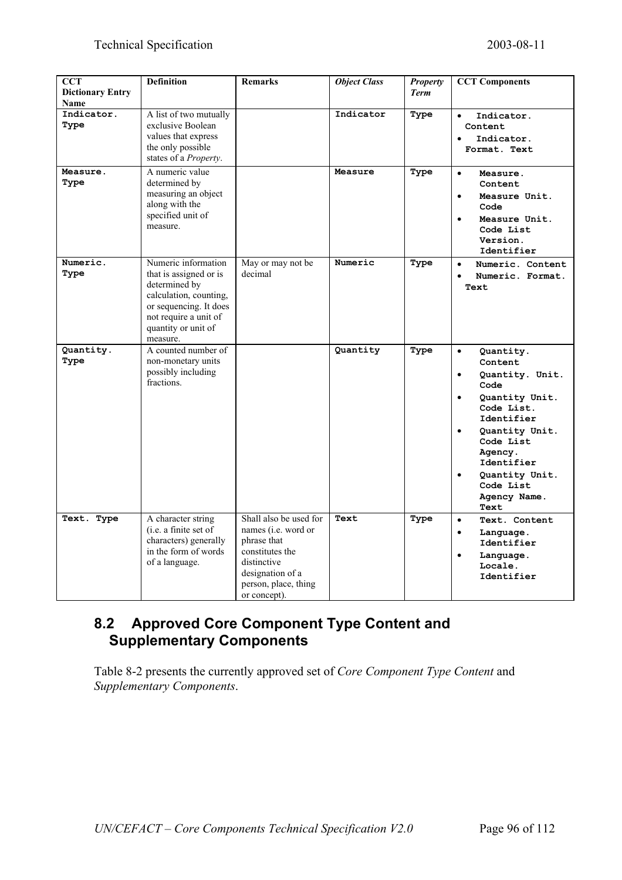| CCT Dictionary Entry Name | Definition | Remarks | *Object Class* | *Property Term* | CCT Components |
|---|---|---|---|---|---|
| `Indicator. Type` | A list of two mutually exclusive Boolean values that express the only possible states of a *Property*. | | `Indicator` | `Type` | • `Indicator. Content`<br>• `Indicator. Format. Text` |
| `Measure. Type` | A numeric value determined by measuring an object along with the specified unit of measure. | | `Measure` | `Type` | • `Measure. Content`<br>• `Measure Unit. Code`<br>• `Measure Unit. Code List Version. Identifier` |
| `Numeric. Type` | Numeric information that is assigned or is determined by calculation, counting, or sequencing. It does not require a unit of quantity or unit of measure. | May or may not be decimal | `Numeric` | `Type` | • `Numeric. Content`<br>• `Numeric. Format. Text` |
| `Quantity. Type` | A counted number of non-monetary units possibly including fractions. | | `Quantity` | `Type` | • `Quantity. Content`<br>• `Quantity. Unit. Code`<br>• `Quantity Unit. Code List. Identifier`<br>• `Quantity Unit. Code List Agency. Identifier`<br>• `Quantity Unit. Code List Agency Name. Text` |
| `Text. Type` | A character string (i.e. a finite set of characters) generally in the form of words of a language. | Shall also be used for names (i.e. word or phrase that constitutes the distinctive designation of a person, place, thing or concept). | `Text` | `Type` | • `Text. Content`<br>• `Language. Identifier`<br>• `Language. Locale. Identifier` |

## 8.2 Approved Core Component Type Content and Supplementary Components

Table 8-2 presents the currently approved set of *Core Component Type Content* and *Supplementary Components*.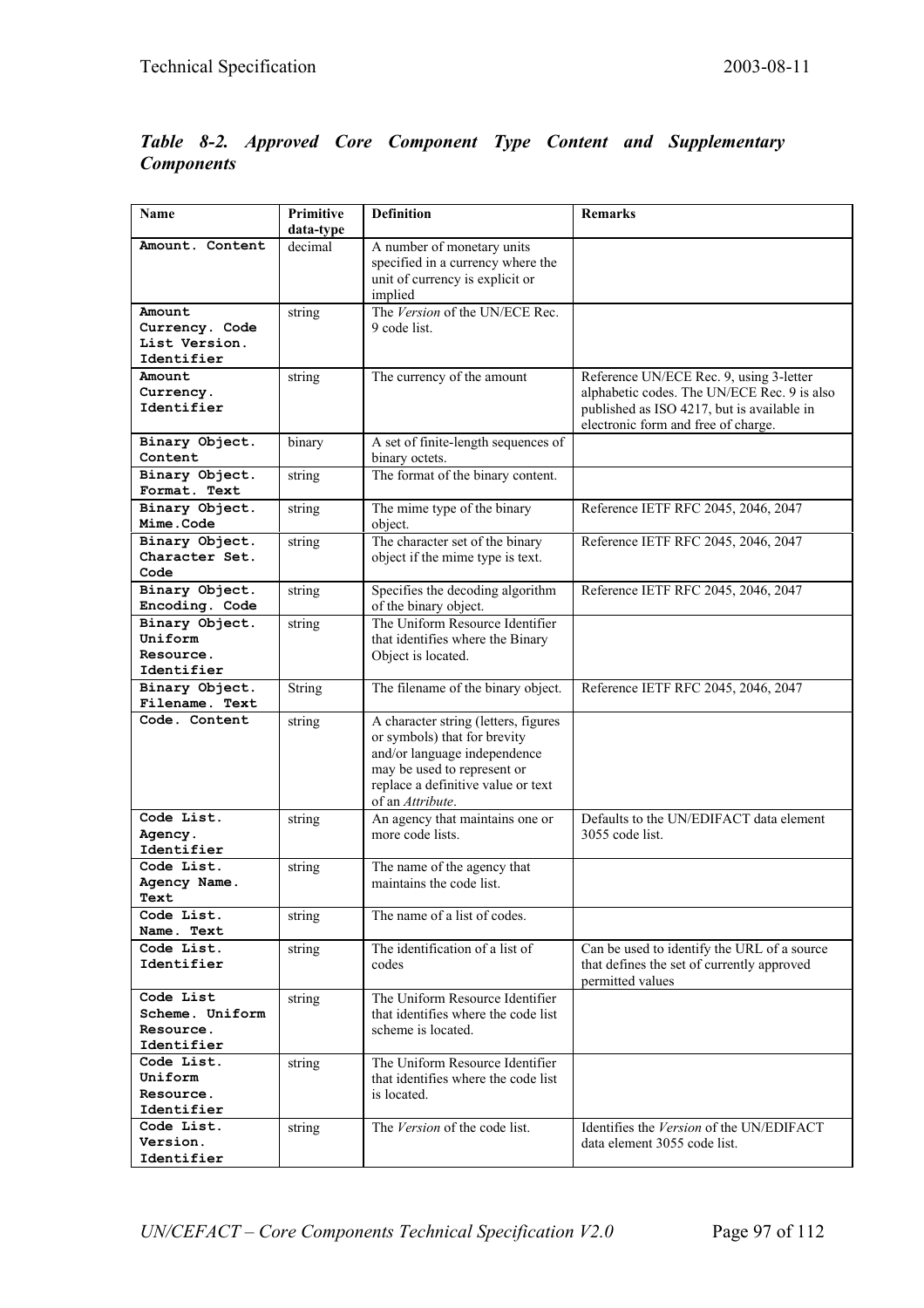*Table 8-2. Approved Core Component Type Content and Supplementary Components*

| Name | Primitive data-type | Definition | Remarks |
|---|---|---|---|
| **Amount. Content** | decimal | A number of monetary units specified in a currency where the unit of currency is explicit or implied | |
| **Amount Currency. Code List Version. Identifier** | string | The *Version* of the UN/ECE Rec. 9 code list. | |
| **Amount Currency. Identifier** | string | The currency of the amount | Reference UN/ECE Rec. 9, using 3-letter alphabetic codes. The UN/ECE Rec. 9 is also published as ISO 4217, but is available in electronic form and free of charge. |
| **Binary Object. Content** | binary | A set of finite-length sequences of binary octets. | |
| **Binary Object. Format. Text** | string | The format of the binary content. | |
| **Binary Object. Mime.Code** | string | The mime type of the binary object. | Reference IETF RFC 2045, 2046, 2047 |
| **Binary Object. Character Set. Code** | string | The character set of the binary object if the mime type is text. | Reference IETF RFC 2045, 2046, 2047 |
| **Binary Object. Encoding. Code** | string | Specifies the decoding algorithm of the binary object. | Reference IETF RFC 2045, 2046, 2047 |
| **Binary Object. Uniform Resource. Identifier** | string | The Uniform Resource Identifier that identifies where the Binary Object is located. | |
| **Binary Object. Filename. Text** | String | The filename of the binary object. | Reference IETF RFC 2045, 2046, 2047 |
| **Code. Content** | string | A character string (letters, figures or symbols) that for brevity and/or language independence may be used to represent or replace a definitive value or text of an *Attribute*. | |
| **Code List. Agency. Identifier** | string | An agency that maintains one or more code lists. | Defaults to the UN/EDIFACT data element 3055 code list. |
| **Code List. Agency Name. Text** | string | The name of the agency that maintains the code list. | |
| **Code List. Name. Text** | string | The name of a list of codes. | |
| **Code List. Identifier** | string | The identification of a list of codes | Can be used to identify the URL of a source that defines the set of currently approved permitted values |
| **Code List Scheme. Uniform Resource. Identifier** | string | The Uniform Resource Identifier that identifies where the code list scheme is located. | |
| **Code List. Uniform Resource. Identifier** | string | The Uniform Resource Identifier that identifies where the code list is located. | |
| **Code List. Version. Identifier** | string | The *Version* of the code list. | Identifies the *Version* of the UN/EDIFACT data element 3055 code list. |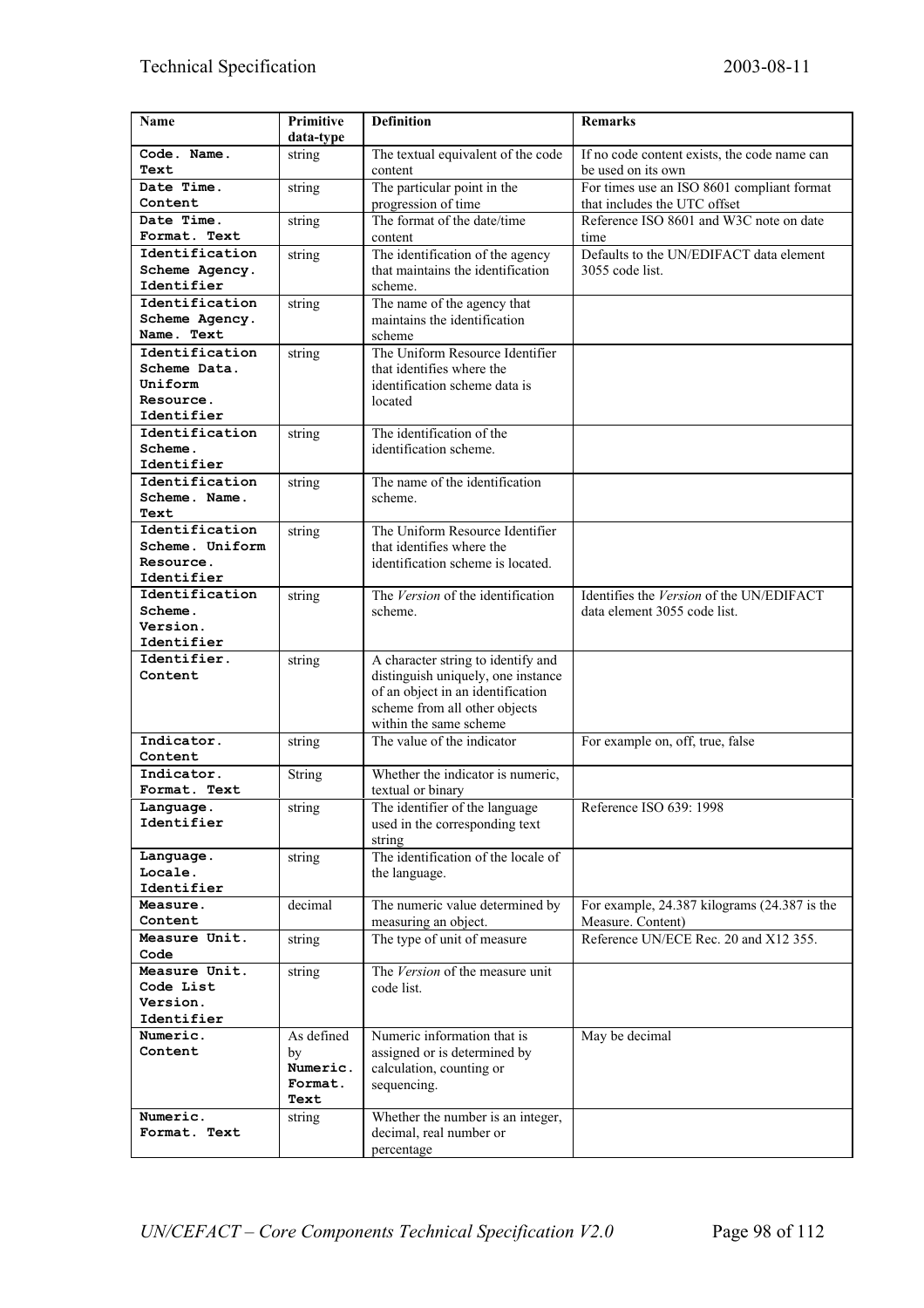| Name | Primitive data-type | Definition | Remarks |
|---|---|---|---|
| **Code. Name. Text** | string | The textual equivalent of the code content | If no code content exists, the code name can be used on its own |
| **Date Time. Content** | string | The particular point in the progression of time | For times use an ISO 8601 compliant format that includes the UTC offset |
| **Date Time. Format. Text** | string | The format of the date/time content | Reference ISO 8601 and W3C note on date time |
| **Identification Scheme Agency. Identifier** | string | The identification of the agency that maintains the identification scheme. | Defaults to the UN/EDIFACT data element 3055 code list. |
| **Identification Scheme Agency. Name. Text** | string | The name of the agency that maintains the identification scheme | |
| **Identification Scheme Data. Uniform Resource. Identifier** | string | The Uniform Resource Identifier that identifies where the identification scheme data is located | |
| **Identification Scheme. Identifier** | string | The identification of the identification scheme. | |
| **Identification Scheme. Name. Text** | string | The name of the identification scheme. | |
| **Identification Scheme. Uniform Resource. Identifier** | string | The Uniform Resource Identifier that identifies where the identification scheme is located. | |
| **Identification Scheme. Version. Identifier** | string | The *Version* of the identification scheme. | Identifies the *Version* of the UN/EDIFACT data element 3055 code list. |
| **Identifier. Content** | string | A character string to identify and distinguish uniquely, one instance of an object in an identification scheme from all other objects within the same scheme | |
| **Indicator. Content** | string | The value of the indicator | For example on, off, true, false |
| **Indicator. Format. Text** | String | Whether the indicator is numeric, textual or binary | |
| **Language. Identifier** | string | The identifier of the language used in the corresponding text string | Reference ISO 639: 1998 |
| **Language. Locale. Identifier** | string | The identification of the locale of the language. | |
| **Measure. Content** | decimal | The numeric value determined by measuring an object. | For example, 24.387 kilograms (24.387 is the Measure. Content) |
| **Measure Unit. Code** | string | The type of unit of measure | Reference UN/ECE Rec. 20 and X12 355. |
| **Measure Unit. Code List Version. Identifier** | string | The *Version* of the measure unit code list. | |
| **Numeric. Content** | As defined by **Numeric. Format. Text** | Numeric information that is assigned or is determined by calculation, counting or sequencing. | May be decimal |
| **Numeric. Format. Text** | string | Whether the number is an integer, decimal, real number or percentage | |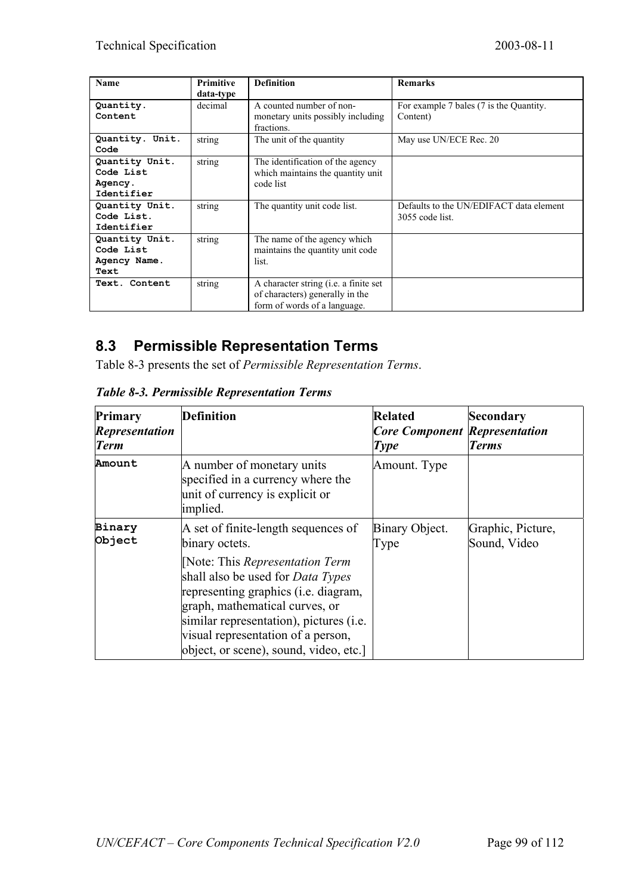| Name | Primitive data-type | Definition | Remarks |
|---|---|---|---|
| `Quantity. Content` | decimal | A counted number of non-monetary units possibly including fractions. | For example 7 bales (7 is the Quantity. Content) |
| `Quantity. Unit. Code` | string | The unit of the quantity | May use UN/ECE Rec. 20 |
| `Quantity Unit. Code List Agency. Identifier` | string | The identification of the agency which maintains the quantity unit code list | |
| `Quantity Unit. Code List. Identifier` | string | The quantity unit code list. | Defaults to the UN/EDIFACT data element 3055 code list. |
| `Quantity Unit. Code List Agency Name. Text` | string | The name of the agency which maintains the quantity unit code list. | |
| `Text. Content` | string | A character string (i.e. a finite set of characters) generally in the form of words of a language. | |

## 8.3 Permissible Representation Terms

Table 8-3 presents the set of *Permissible Representation Terms*.

***Table 8-3. Permissible Representation Terms***

| **Primary *Representation Term*** | **Definition** | **Related *Core Component Type*** | **Secondary *Representation Terms*** |
|---|---|---|---|
| `Amount` | A number of monetary units specified in a currency where the unit of currency is explicit or implied. | Amount. Type | |
| `Binary Object` | A set of finite-length sequences of binary octets. [Note: This *Representation Term* shall also be used for *Data Types* representing graphics (i.e. diagram, graph, mathematical curves, or similar representation), pictures (i.e. visual representation of a person, object, or scene), sound, video, etc.] | Binary Object. Type | Graphic, Picture, Sound, Video |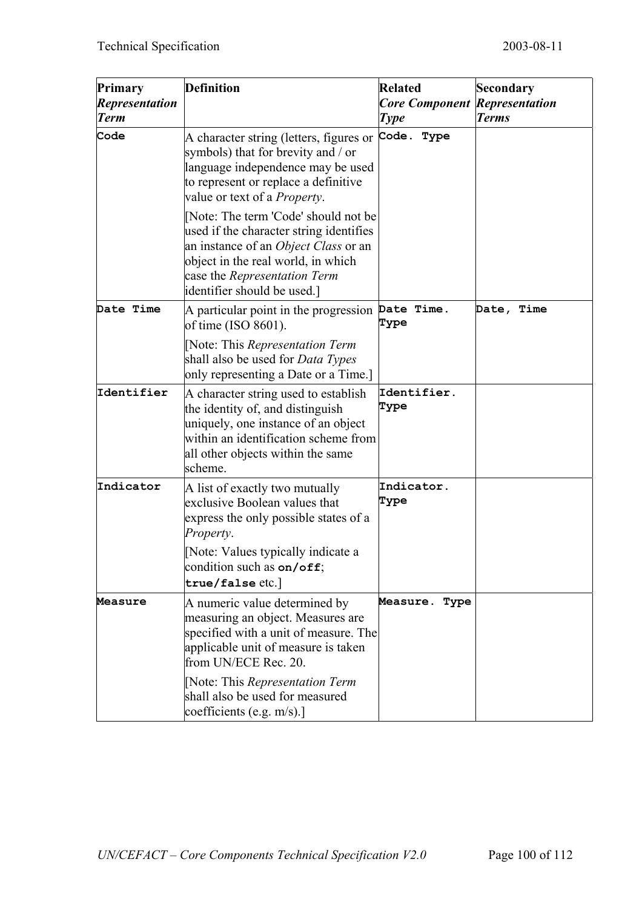| **Primary *Representation Term*** | **Definition** | **Related *Core Component Type*** | **Secondary *Representation Terms*** |
|---|---|---|---|
| `Code` | A character string (letters, figures or symbols) that for brevity and / or language independence may be used to represent or replace a definitive value or text of a *Property*. [Note: The term 'Code' should not be used if the character string identifies an instance of an *Object Class* or an object in the real world, in which case the *Representation Term* identifier should be used.] | `Code. Type` | |
| `Date Time` | A particular point in the progression of time (ISO 8601). [Note: This *Representation Term* shall also be used for *Data Types* only representing a Date or a Time.] | `Date Time. Type` | `Date, Time` |
| `Identifier` | A character string used to establish the identity of, and distinguish uniquely, one instance of an object within an identification scheme from all other objects within the same scheme. | `Identifier. Type` | |
| `Indicator` | A list of exactly two mutually exclusive Boolean values that express the only possible states of a *Property*. [Note: Values typically indicate a condition such as **`on/off`**; **`true/false`** etc.] | `Indicator. Type` | |
| `Measure` | A numeric value determined by measuring an object. Measures are specified with a unit of measure. The applicable unit of measure is taken from UN/ECE Rec. 20. [Note: This *Representation Term* shall also be used for measured coefficients (e.g. m/s).] | `Measure. Type` | |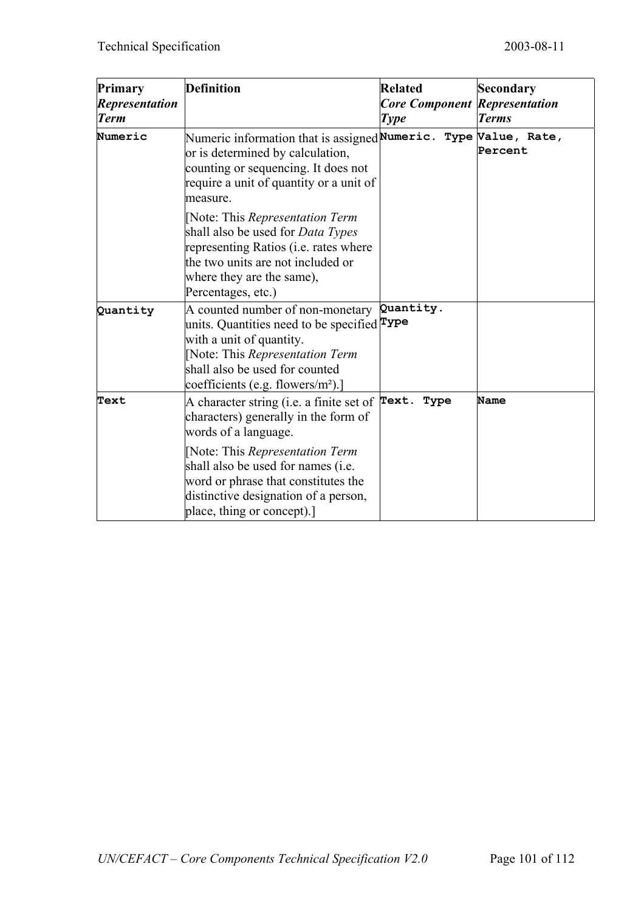| **Primary** ***Representation Term*** | **Definition** | **Related** ***Core Component Type*** | **Secondary** ***Representation Terms*** |
|---|---|---|---|
| **Numeric** | Numeric information that is assigned or is determined by calculation, counting or sequencing. It does not require a unit of quantity or a unit of measure.<br><br>[Note: This *Representation Term* shall also be used for *Data Types* representing Ratios (i.e. rates where the two units are not included or where they are the same), Percentages, etc.) | **Numeric. Type** | **Value, Rate, Percent** |
| **Quantity** | A counted number of non-monetary units. Quantities need to be specified with a unit of quantity.<br>[Note: This *Representation Term* shall also be used for counted coefficients (e.g. flowers/m²).] | **Quantity. Type** | |
| **Text** | A character string (i.e. a finite set of characters) generally in the form of words of a language.<br><br>[Note: This *Representation Term* shall also be used for names (i.e. word or phrase that constitutes the distinctive designation of a person, place, thing or concept).] | **Text. Type** | **Name** |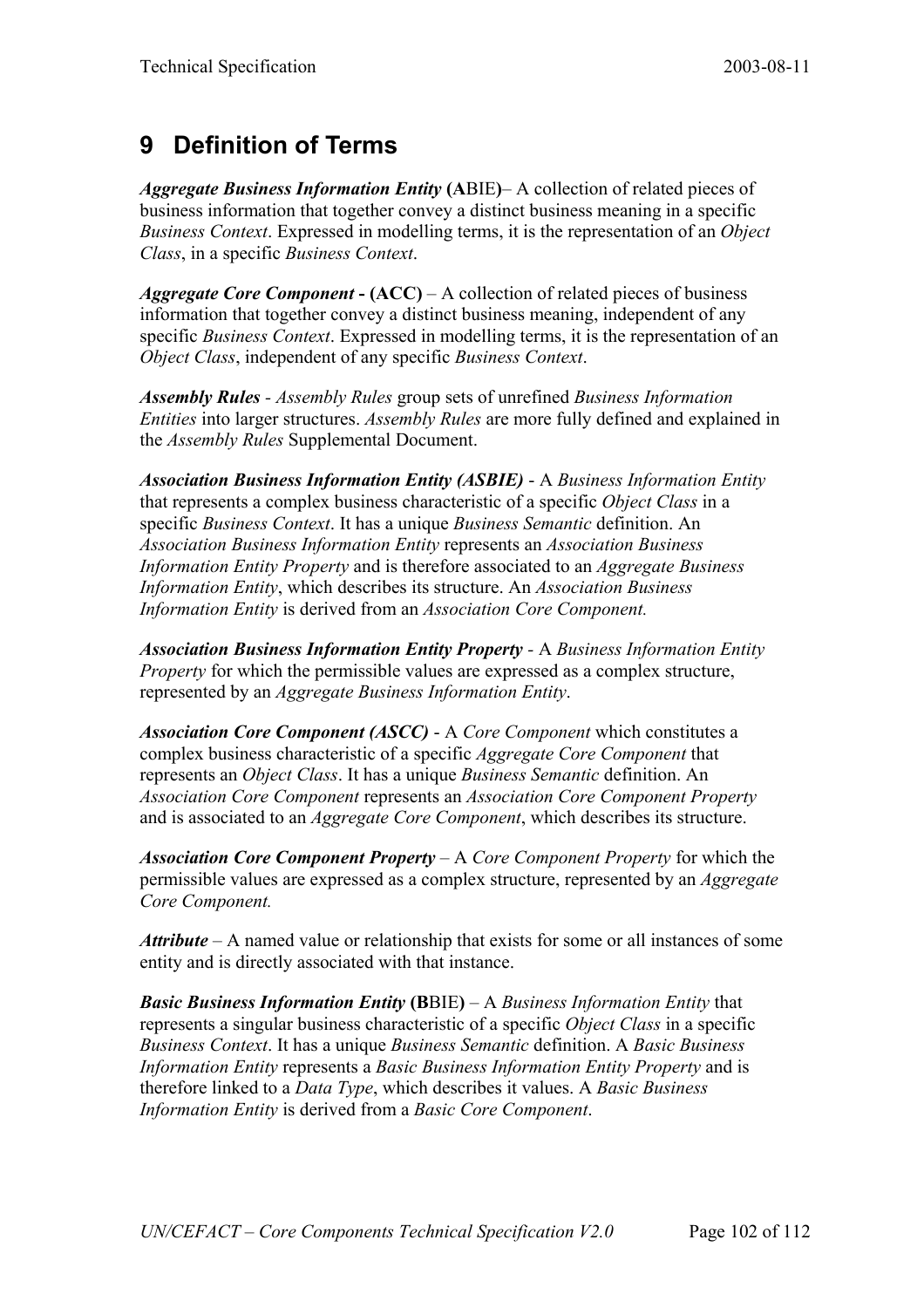# 9 Definition of Terms

***Aggregate Business Information Entity*** **(A**BIE**)**– A collection of related pieces of business information that together convey a distinct business meaning in a specific *Business Context*. Expressed in modelling terms, it is the representation of an *Object Class*, in a specific *Business Context*.

***Aggregate Core Component* - (ACC)** – A collection of related pieces of business information that together convey a distinct business meaning, independent of any specific *Business Context*. Expressed in modelling terms, it is the representation of an *Object Class*, independent of any specific *Business Context*.

***Assembly Rules*** - *Assembly Rules* group sets of unrefined *Business Information Entities* into larger structures. *Assembly Rules* are more fully defined and explained in the *Assembly Rules* Supplemental Document.

***Association Business Information Entity (ASBIE)*** - A *Business Information Entity* that represents a complex business characteristic of a specific *Object Class* in a specific *Business Context*. It has a unique *Business Semantic* definition. An *Association Business Information Entity* represents an *Association Business Information Entity Property* and is therefore associated to an *Aggregate Business Information Entity*, which describes its structure. An *Association Business Information Entity* is derived from an *Association Core Component.*

***Association Business Information Entity Property*** - A *Business Information Entity Property* for which the permissible values are expressed as a complex structure, represented by an *Aggregate Business Information Entity*.

***Association Core Component (ASCC)*** - A *Core Component* which constitutes a complex business characteristic of a specific *Aggregate Core Component* that represents an *Object Class*. It has a unique *Business Semantic* definition. An *Association Core Component* represents an *Association Core Component Property* and is associated to an *Aggregate Core Component*, which describes its structure.

***Association Core Component Property*** – A *Core Component Property* for which the permissible values are expressed as a complex structure, represented by an *Aggregate Core Component.*

***Attribute*** – A named value or relationship that exists for some or all instances of some entity and is directly associated with that instance.

***Basic Business Information Entity*** **(B**BIE**)** – A *Business Information Entity* that represents a singular business characteristic of a specific *Object Class* in a specific *Business Context*. It has a unique *Business Semantic* definition. A *Basic Business Information Entity* represents a *Basic Business Information Entity Property* and is therefore linked to a *Data Type*, which describes it values. A *Basic Business Information Entity* is derived from a *Basic Core Component*.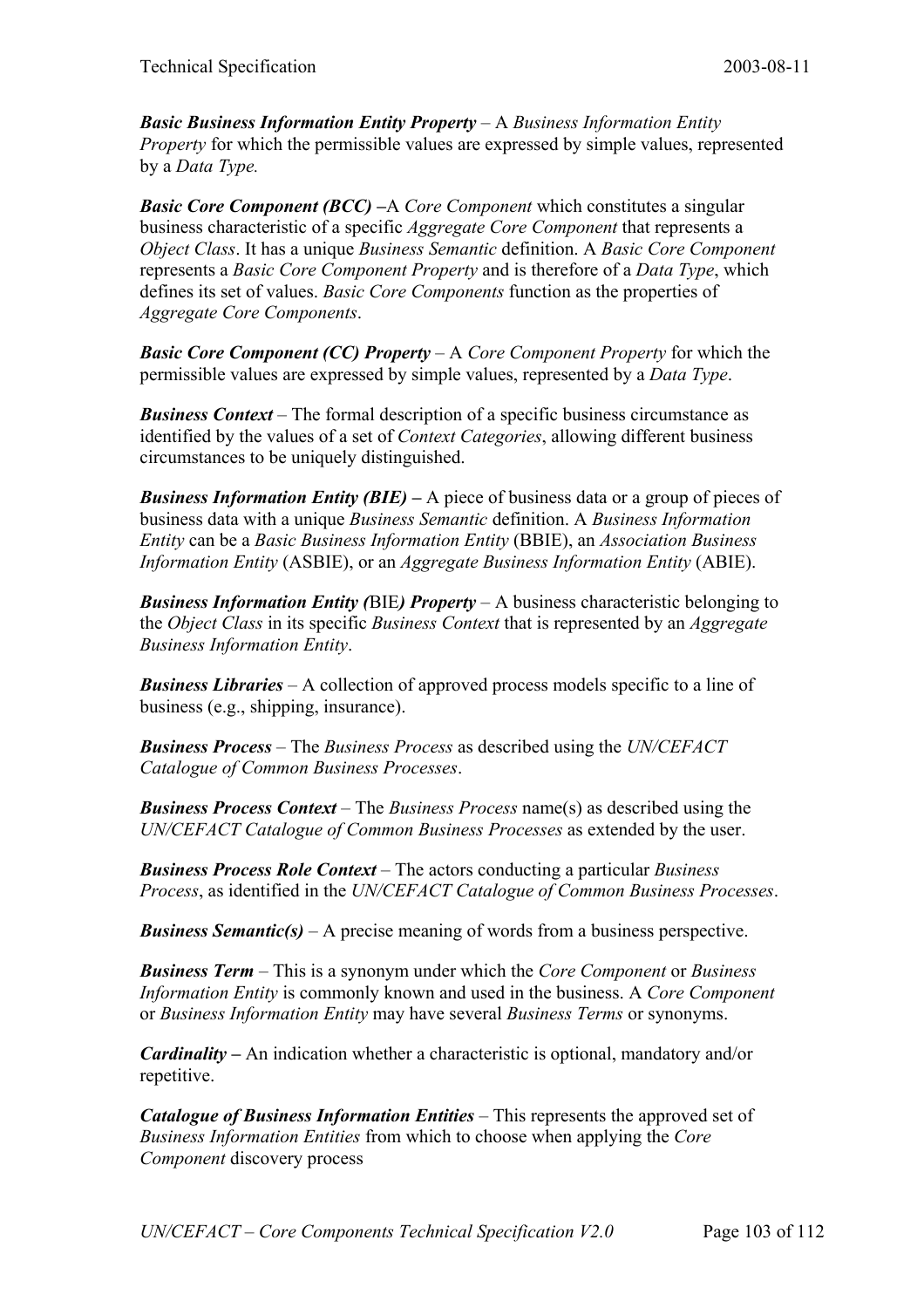***Basic Business Information Entity Property*** – A *Business Information Entity Property* for which the permissible values are expressed by simple values, represented by a *Data Type.*

***Basic Core Component (BCC) –***A *Core Component* which constitutes a singular business characteristic of a specific *Aggregate Core Component* that represents a *Object Class*. It has a unique *Business Semantic* definition. A *Basic Core Component* represents a *Basic Core Component Property* and is therefore of a *Data Type*, which defines its set of values. *Basic Core Components* function as the properties of *Aggregate Core Components*.

***Basic Core Component (CC) Property*** – A *Core Component Property* for which the permissible values are expressed by simple values, represented by a *Data Type*.

***Business Context*** – The formal description of a specific business circumstance as identified by the values of a set of *Context Categories*, allowing different business circumstances to be uniquely distinguished.

***Business Information Entity (BIE) –*** A piece of business data or a group of pieces of business data with a unique *Business Semantic* definition. A *Business Information Entity* can be a *Basic Business Information Entity* (BBIE), an *Association Business Information Entity* (ASBIE), or an *Aggregate Business Information Entity* (ABIE).

***Business Information Entity (*BIE*) Property*** – A business characteristic belonging to the *Object Class* in its specific *Business Context* that is represented by an *Aggregate Business Information Entity*.

***Business Libraries*** – A collection of approved process models specific to a line of business (e.g., shipping, insurance).

***Business Process*** – The *Business Process* as described using the *UN/CEFACT Catalogue of Common Business Processes*.

***Business Process Context*** – The *Business Process* name(s) as described using the *UN/CEFACT Catalogue of Common Business Processes* as extended by the user.

***Business Process Role Context*** – The actors conducting a particular *Business Process*, as identified in the *UN/CEFACT Catalogue of Common Business Processes*.

***Business Semantic(s)*** – A precise meaning of words from a business perspective.

***Business Term*** – This is a synonym under which the *Core Component* or *Business Information Entity* is commonly known and used in the business. A *Core Component* or *Business Information Entity* may have several *Business Terms* or synonyms.

***Cardinality –*** An indication whether a characteristic is optional, mandatory and/or repetitive.

***Catalogue of Business Information Entities*** – This represents the approved set of *Business Information Entities* from which to choose when applying the *Core Component* discovery process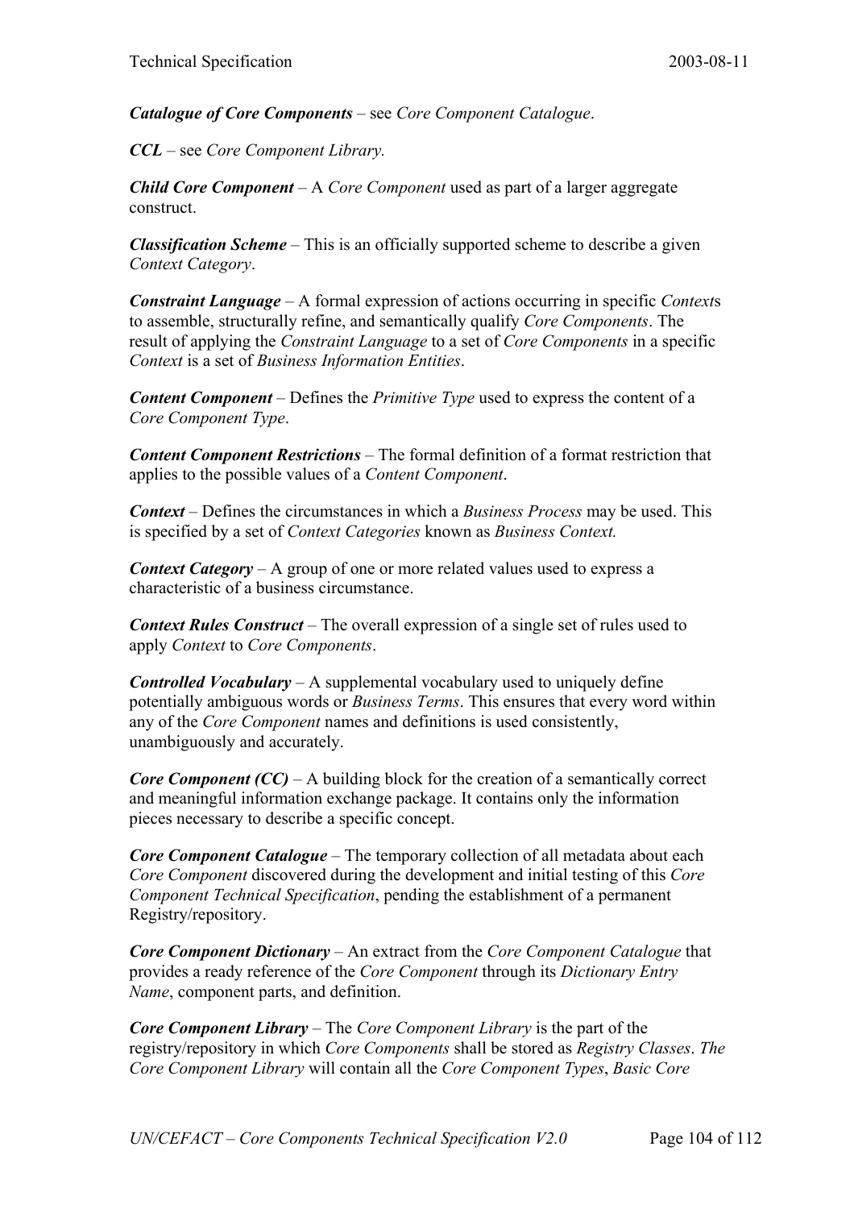***Catalogue of Core Components*** – see *Core Component Catalogue*.

***CCL*** – see *Core Component Library.*

***Child Core Component*** – A *Core Component* used as part of a larger aggregate construct.

***Classification Scheme*** – This is an officially supported scheme to describe a given *Context Category*.

***Constraint Language*** – A formal expression of actions occurring in specific *Context*s to assemble, structurally refine, and semantically qualify *Core Components*. The result of applying the *Constraint Language* to a set of *Core Components* in a specific *Context* is a set of *Business Information Entities*.

***Content Component*** – Defines the *Primitive Type* used to express the content of a *Core Component Type*.

***Content Component Restrictions*** – The formal definition of a format restriction that applies to the possible values of a *Content Component*.

***Context*** – Defines the circumstances in which a *Business Process* may be used. This is specified by a set of *Context Categories* known as *Business Context.*

***Context Category*** – A group of one or more related values used to express a characteristic of a business circumstance.

***Context Rules Construct*** – The overall expression of a single set of rules used to apply *Context* to *Core Components*.

***Controlled Vocabulary*** – A supplemental vocabulary used to uniquely define potentially ambiguous words or *Business Terms*. This ensures that every word within any of the *Core Component* names and definitions is used consistently, unambiguously and accurately.

***Core Component (CC)*** – A building block for the creation of a semantically correct and meaningful information exchange package. It contains only the information pieces necessary to describe a specific concept.

***Core Component Catalogue*** – The temporary collection of all metadata about each *Core Component* discovered during the development and initial testing of this *Core Component Technical Specification*, pending the establishment of a permanent Registry/repository.

***Core Component Dictionary*** – An extract from the *Core Component Catalogue* that provides a ready reference of the *Core Component* through its *Dictionary Entry Name*, component parts, and definition.

***Core Component Library*** – The *Core Component Library* is the part of the registry/repository in which *Core Components* shall be stored as *Registry Classes*. *The Core Component Library* will contain all the *Core Component Types*, *Basic Core*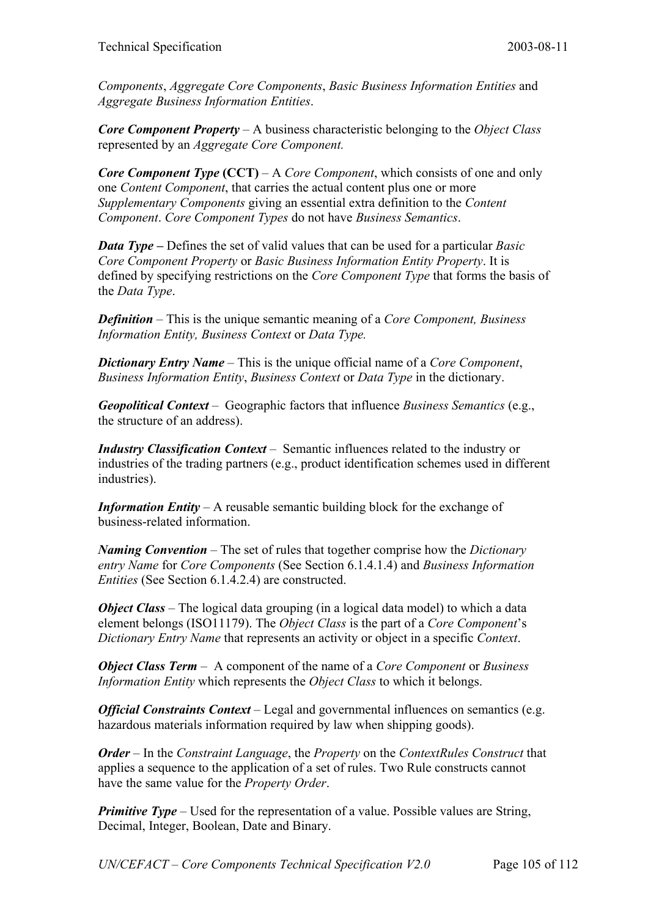*Components*, *Aggregate Core Components*, *Basic Business Information Entities* and *Aggregate Business Information Entities*.

***Core Component Property*** – A business characteristic belonging to the *Object Class* represented by an *Aggregate Core Component.*

***Core Component Type* (CCT)** – A *Core Component*, which consists of one and only one *Content Component*, that carries the actual content plus one or more *Supplementary Components* giving an essential extra definition to the *Content Component*. *Core Component Types* do not have *Business Semantics*.

***Data Type* –** Defines the set of valid values that can be used for a particular *Basic Core Component Property* or *Basic Business Information Entity Property*. It is defined by specifying restrictions on the *Core Component Type* that forms the basis of the *Data Type*.

***Definition*** – This is the unique semantic meaning of a *Core Component, Business Information Entity, Business Context* or *Data Type.*

***Dictionary Entry Name*** – This is the unique official name of a *Core Component*, *Business Information Entity*, *Business Context* or *Data Type* in the dictionary.

***Geopolitical Context*** – Geographic factors that influence *Business Semantics* (e.g., the structure of an address).

***Industry Classification Context*** – Semantic influences related to the industry or industries of the trading partners (e.g., product identification schemes used in different industries).

***Information Entity*** – A reusable semantic building block for the exchange of business-related information.

***Naming Convention*** – The set of rules that together comprise how the *Dictionary entry Name* for *Core Components* (See Section 6.1.4.1.4) and *Business Information Entities* (See Section 6.1.4.2.4) are constructed.

***Object Class*** – The logical data grouping (in a logical data model) to which a data element belongs (ISO11179). The *Object Class* is the part of a *Core Component*'s *Dictionary Entry Name* that represents an activity or object in a specific *Context*.

***Object Class Term*** – A component of the name of a *Core Component* or *Business Information Entity* which represents the *Object Class* to which it belongs.

***Official Constraints Context*** – Legal and governmental influences on semantics (e.g. hazardous materials information required by law when shipping goods).

***Order*** – In the *Constraint Language*, the *Property* on the *ContextRules Construct* that applies a sequence to the application of a set of rules. Two Rule constructs cannot have the same value for the *Property Order*.

***Primitive Type*** – Used for the representation of a value. Possible values are String, Decimal, Integer, Boolean, Date and Binary.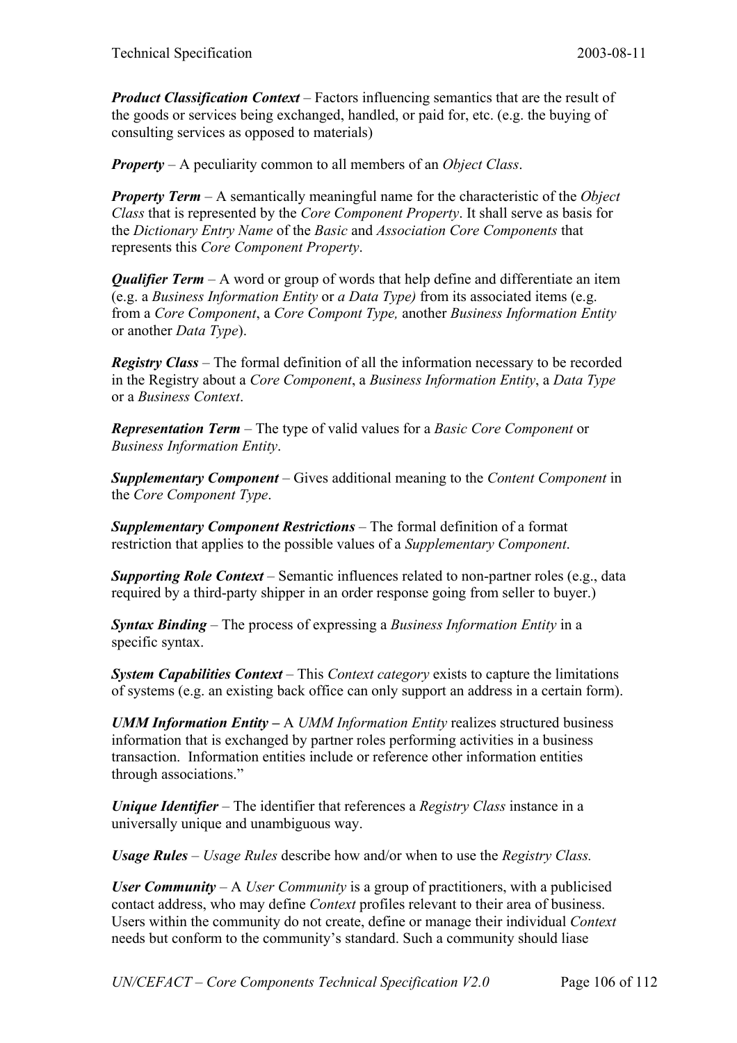***Product Classification Context*** – Factors influencing semantics that are the result of the goods or services being exchanged, handled, or paid for, etc. (e.g. the buying of consulting services as opposed to materials)

***Property*** – A peculiarity common to all members of an *Object Class*.

***Property Term*** – A semantically meaningful name for the characteristic of the *Object Class* that is represented by the *Core Component Property*. It shall serve as basis for the *Dictionary Entry Name* of the *Basic* and *Association Core Components* that represents this *Core Component Property*.

***Qualifier Term*** – A word or group of words that help define and differentiate an item (e.g. a *Business Information Entity* or *a Data Type)* from its associated items (e.g. from a *Core Component*, a *Core Compont Type,* another *Business Information Entity* or another *Data Type*).

***Registry Class*** – The formal definition of all the information necessary to be recorded in the Registry about a *Core Component*, a *Business Information Entity*, a *Data Type* or a *Business Context*.

***Representation Term*** – The type of valid values for a *Basic Core Component* or *Business Information Entity*.

***Supplementary Component*** – Gives additional meaning to the *Content Component* in the *Core Component Type*.

***Supplementary Component Restrictions*** – The formal definition of a format restriction that applies to the possible values of a *Supplementary Component*.

***Supporting Role Context*** – Semantic influences related to non-partner roles (e.g., data required by a third-party shipper in an order response going from seller to buyer.)

***Syntax Binding*** – The process of expressing a *Business Information Entity* in a specific syntax.

***System Capabilities Context*** – This *Context category* exists to capture the limitations of systems (e.g. an existing back office can only support an address in a certain form).

***UMM Information Entity –*** A *UMM Information Entity* realizes structured business information that is exchanged by partner roles performing activities in a business transaction. Information entities include or reference other information entities through associations."

***Unique Identifier*** – The identifier that references a *Registry Class* instance in a universally unique and unambiguous way.

***Usage Rules*** – *Usage Rules* describe how and/or when to use the *Registry Class.*

***User Community*** – A *User Community* is a group of practitioners, with a publicised contact address, who may define *Context* profiles relevant to their area of business. Users within the community do not create, define or manage their individual *Context* needs but conform to the community's standard. Such a community should liase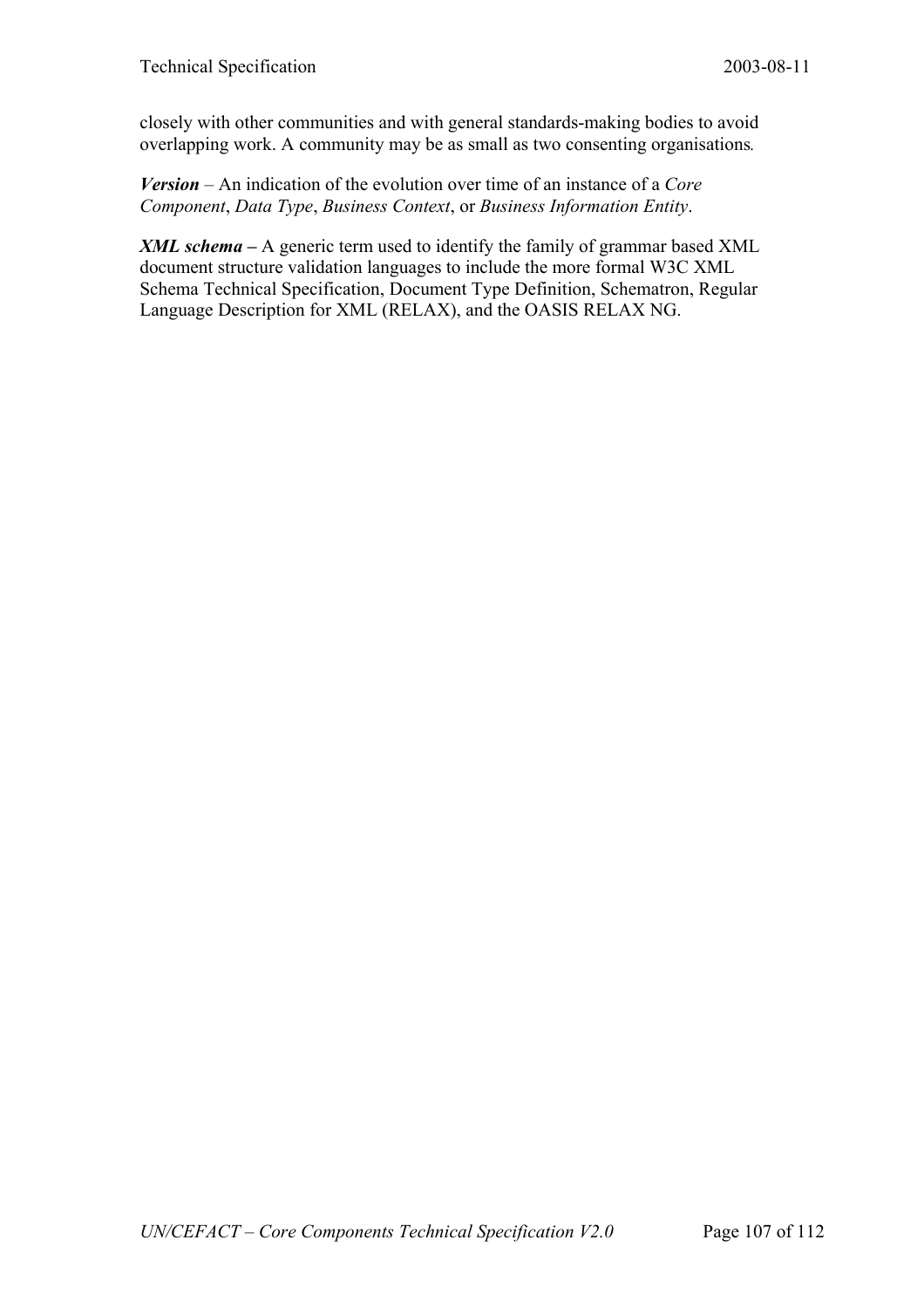closely with other communities and with general standards-making bodies to avoid overlapping work. A community may be as small as two consenting organisations.

***Version*** – An indication of the evolution over time of an instance of a *Core Component*, *Data Type*, *Business Context*, or *Business Information Entity*.

***XML schema*** **–** A generic term used to identify the family of grammar based XML document structure validation languages to include the more formal W3C XML Schema Technical Specification, Document Type Definition, Schematron, Regular Language Description for XML (RELAX), and the OASIS RELAX NG.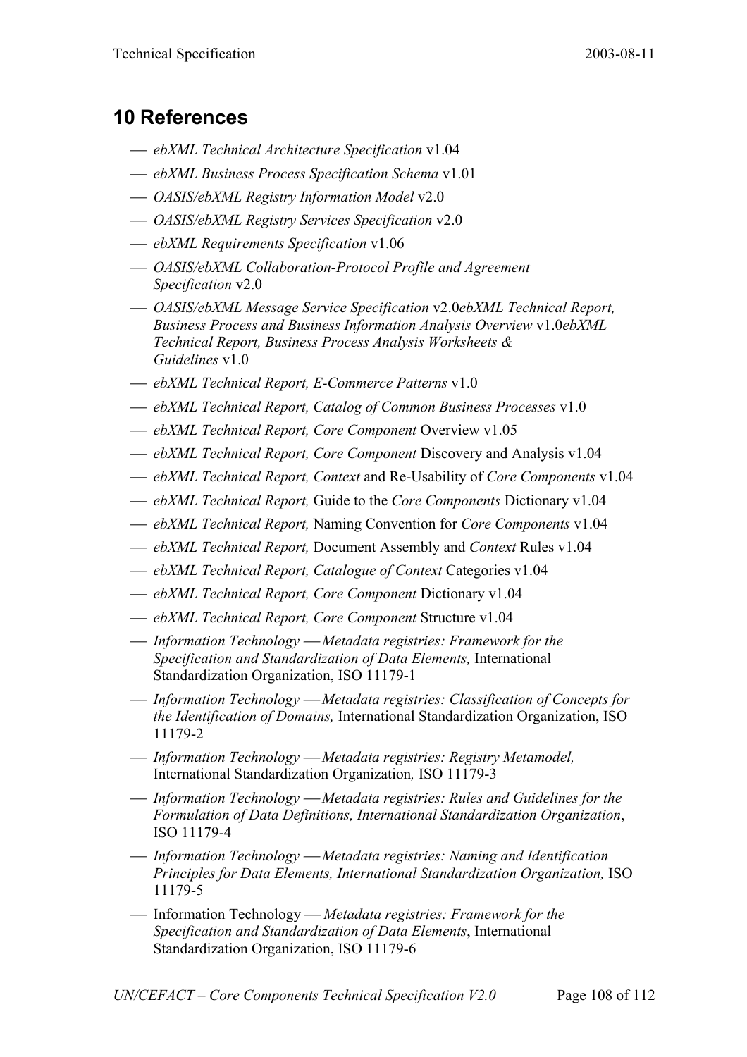# 10 References

- *ebXML Technical Architecture Specification* v1.04
- *ebXML Business Process Specification Schema* v1.01
- *OASIS/ebXML Registry Information Model* v2.0
- *OASIS/ebXML Registry Services Specification* v2.0
- *ebXML Requirements Specification* v1.06
- *OASIS/ebXML Collaboration-Protocol Profile and Agreement Specification* v2.0
- *OASIS/ebXML Message Service Specification* v2.0*ebXML Technical Report, Business Process and Business Information Analysis Overview* v1.0*ebXML Technical Report, Business Process Analysis Worksheets & Guidelines* v1.0
- *ebXML Technical Report, E-Commerce Patterns* v1.0
- *ebXML Technical Report, Catalog of Common Business Processes* v1.0
- *ebXML Technical Report, Core Component* Overview v1.05
- *ebXML Technical Report, Core Component* Discovery and Analysis v1.04
- *ebXML Technical Report, Context* and Re-Usability of *Core Components* v1.04
- *ebXML Technical Report,* Guide to the *Core Components* Dictionary v1.04
- *ebXML Technical Report,* Naming Convention for *Core Components* v1.04
- *ebXML Technical Report,* Document Assembly and *Context* Rules v1.04
- *ebXML Technical Report, Catalogue of Context* Categories v1.04
- *ebXML Technical Report, Core Component* Dictionary v1.04
- *ebXML Technical Report, Core Component* Structure v1.04
- *Information Technology — Metadata registries: Framework for the Specification and Standardization of Data Elements,* International Standardization Organization, ISO 11179-1
- *Information Technology — Metadata registries: Classification of Concepts for the Identification of Domains,* International Standardization Organization, ISO 11179-2
- *Information Technology — Metadata registries: Registry Metamodel,* International Standardization Organization*,* ISO 11179-3
- *Information Technology — Metadata registries: Rules and Guidelines for the Formulation of Data Definitions, International Standardization Organization*, ISO 11179-4
- *Information Technology — Metadata registries: Naming and Identification Principles for Data Elements, International Standardization Organization,* ISO 11179-5
- Information Technology — *Metadata registries: Framework for the Specification and Standardization of Data Elements*, International Standardization Organization, ISO 11179-6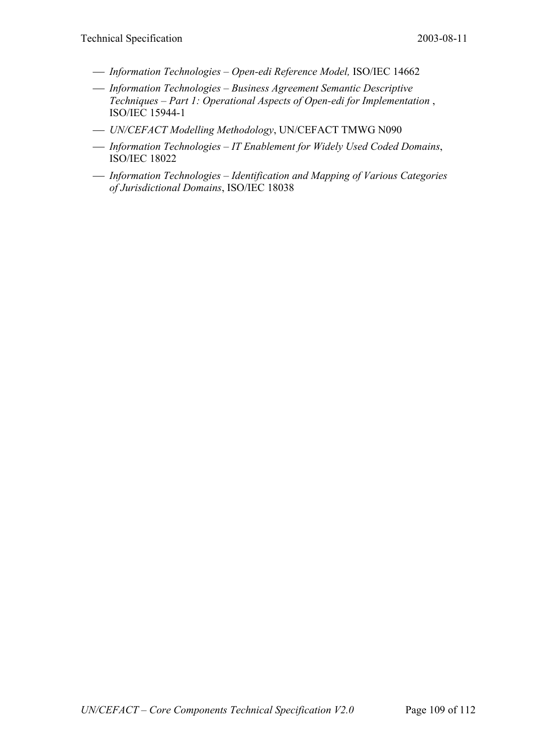- *Information Technologies – Open-edi Reference Model,* ISO/IEC 14662
- *Information Technologies – Business Agreement Semantic Descriptive Techniques – Part 1: Operational Aspects of Open-edi for Implementation* , ISO/IEC 15944-1
- *UN/CEFACT Modelling Methodology*, UN/CEFACT TMWG N090
- *Information Technologies – IT Enablement for Widely Used Coded Domains*, ISO/IEC 18022
- *Information Technologies – Identification and Mapping of Various Categories of Jurisdictional Domains*, ISO/IEC 18038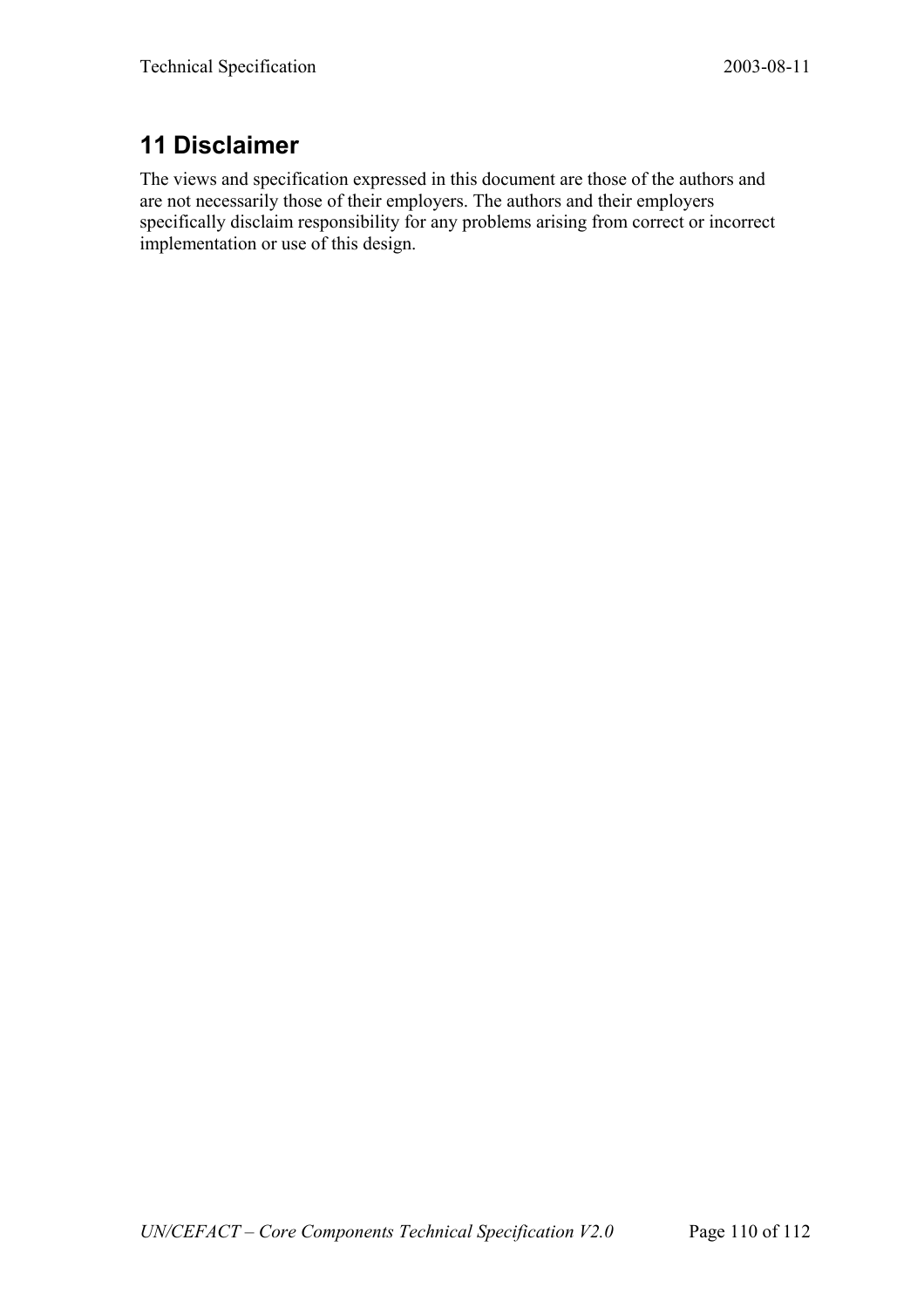# 11 Disclaimer

The views and specification expressed in this document are those of the authors and are not necessarily those of their employers. The authors and their employers specifically disclaim responsibility for any problems arising from correct or incorrect implementation or use of this design.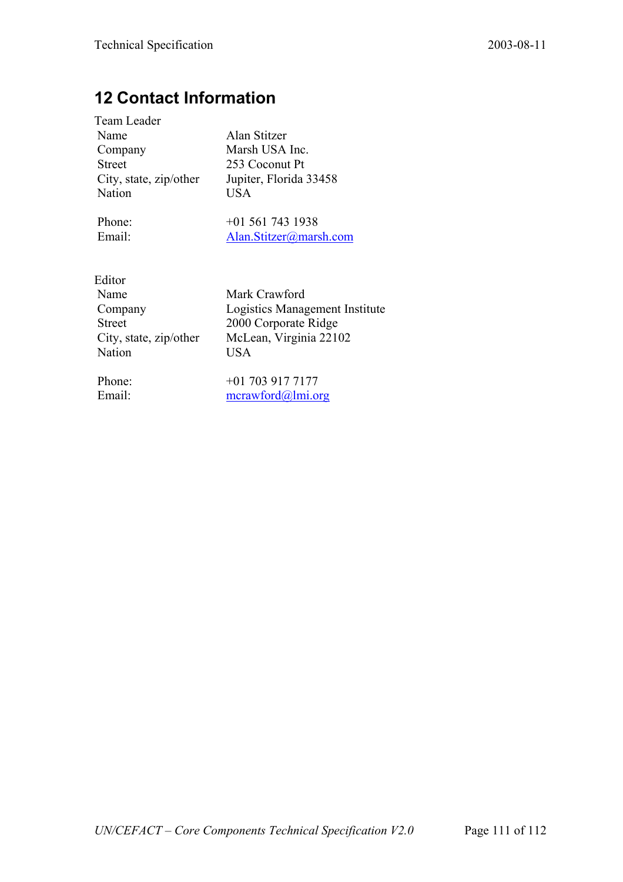# 12 Contact Information

Team Leader

| | |
|---|---|
| Name | Alan Stitzer |
| Company | Marsh USA Inc. |
| Street | 253 Coconut Pt |
| City, state, zip/other | Jupiter, Florida 33458 |
| Nation | USA |
| | |
| Phone: | +01 561 743 1938 |
| Email: | Alan.Stitzer@marsh.com |

Editor

| | |
|---|---|
| Name | Mark Crawford |
| Company | Logistics Management Institute |
| Street | 2000 Corporate Ridge |
| City, state, zip/other | McLean, Virginia 22102 |
| Nation | USA |
| | |
| Phone: | +01 703 917 7177 |
| Email: | mcrawford@lmi.org |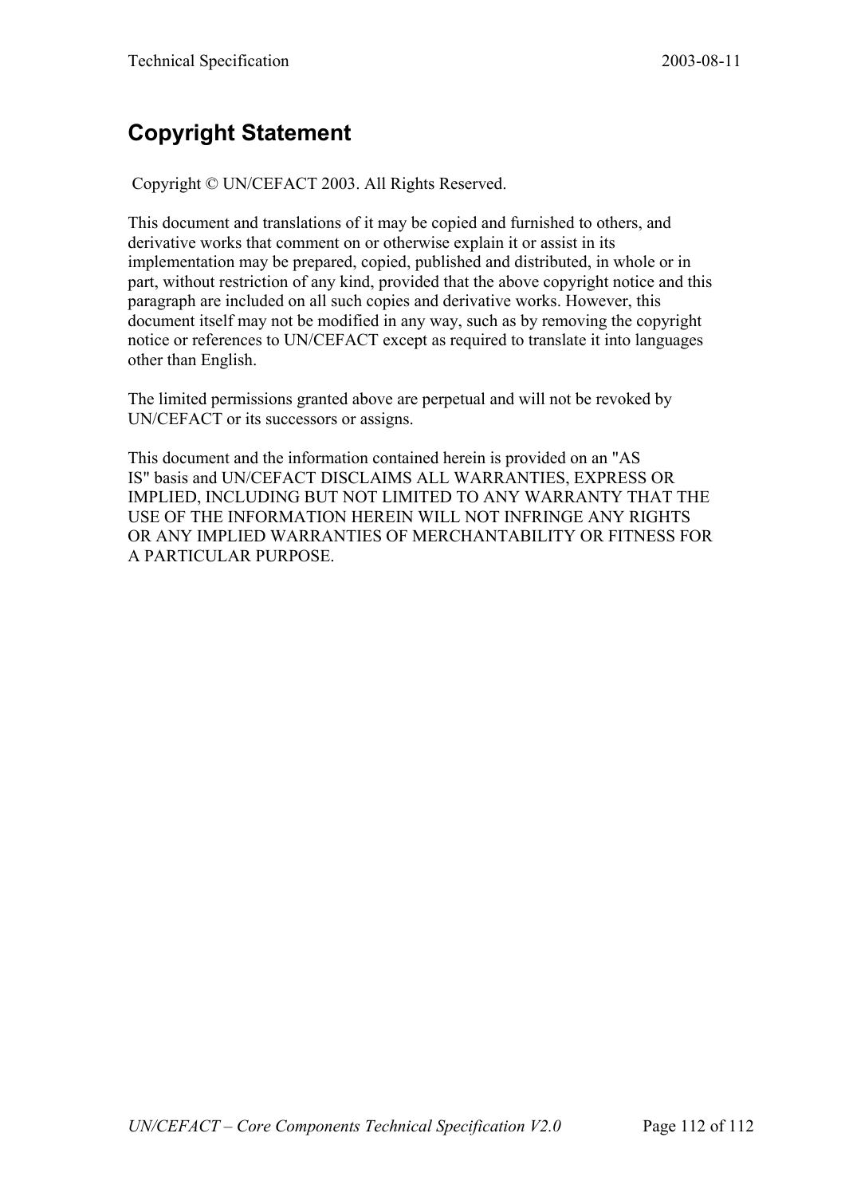# Copyright Statement

Copyright © UN/CEFACT 2003. All Rights Reserved.

This document and translations of it may be copied and furnished to others, and derivative works that comment on or otherwise explain it or assist in its implementation may be prepared, copied, published and distributed, in whole or in part, without restriction of any kind, provided that the above copyright notice and this paragraph are included on all such copies and derivative works. However, this document itself may not be modified in any way, such as by removing the copyright notice or references to UN/CEFACT except as required to translate it into languages other than English.

The limited permissions granted above are perpetual and will not be revoked by UN/CEFACT or its successors or assigns.

This document and the information contained herein is provided on an "AS IS" basis and UN/CEFACT DISCLAIMS ALL WARRANTIES, EXPRESS OR IMPLIED, INCLUDING BUT NOT LIMITED TO ANY WARRANTY THAT THE USE OF THE INFORMATION HEREIN WILL NOT INFRINGE ANY RIGHTS OR ANY IMPLIED WARRANTIES OF MERCHANTABILITY OR FITNESS FOR A PARTICULAR PURPOSE.